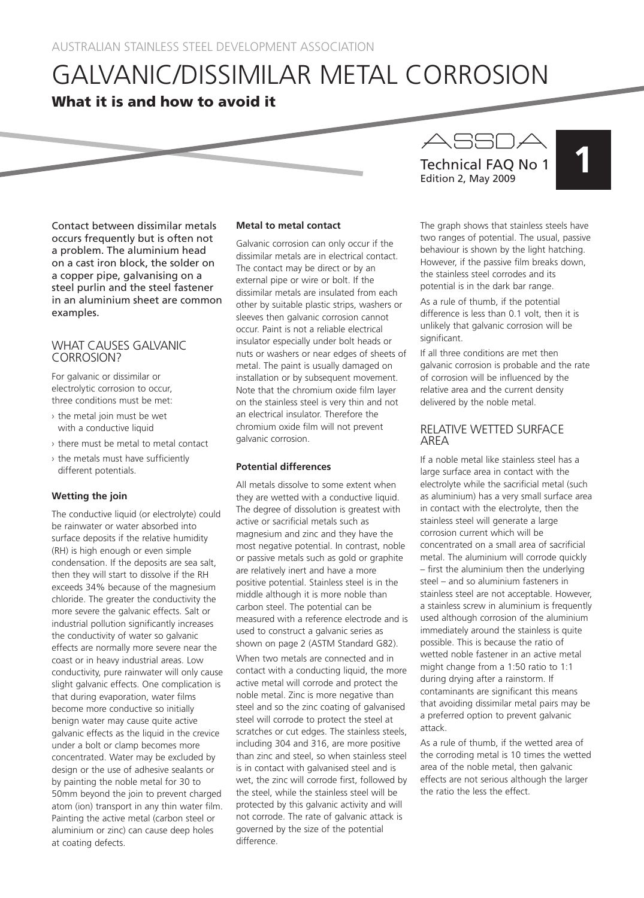AUSTRALIAN STAINLESS STEEL DEVELOPMENT ASSOCIATION

# GALVANIC/DISSIMILAR METAL CORROSION

## What it is and how to avoid it

ASSDA

Technical FAQ No 1
Edition 2, May 2009

**1**

Contact between dissimilar metals occurs frequently but is often not a problem. The aluminium head on a cast iron block, the solder on a copper pipe, galvanising on a steel purlin and the steel fastener in an aluminium sheet are common examples.

## WHAT CAUSES GALVANIC CORROSION?

For galvanic or dissimilar or electrolytic corrosion to occur, three conditions must be met:

› the metal join must be wet with a conductive liquid

› there must be metal to metal contact

› the metals must have sufficiently different potentials.

### Wetting the join

The conductive liquid (or electrolyte) could be rainwater or water absorbed into surface deposits if the relative humidity (RH) is high enough or even simple condensation. If the deposits are sea salt, then they will start to dissolve if the RH exceeds 34% because of the magnesium chloride. The greater the conductivity the more severe the galvanic effects. Salt or industrial pollution significantly increases the conductivity of water so galvanic effects are normally more severe near the coast or in heavy industrial areas. Low conductivity, pure rainwater will only cause slight galvanic effects. One complication is that during evaporation, water films become more conductive so initially benign water may cause quite active galvanic effects as the liquid in the crevice under a bolt or clamp becomes more concentrated. Water may be excluded by design or the use of adhesive sealants or by painting the noble metal for 30 to 50mm beyond the join to prevent charged atom (ion) transport in any thin water film. Painting the active metal (carbon steel or aluminium or zinc) can cause deep holes at coating defects.

### Metal to metal contact

Galvanic corrosion can only occur if the dissimilar metals are in electrical contact. The contact may be direct or by an external pipe or wire or bolt. If the dissimilar metals are insulated from each other by suitable plastic strips, washers or sleeves then galvanic corrosion cannot occur. Paint is not a reliable electrical insulator especially under bolt heads or nuts or washers or near edges of sheets of metal. The paint is usually damaged on installation or by subsequent movement. Note that the chromium oxide film layer on the stainless steel is very thin and not an electrical insulator. Therefore the chromium oxide film will not prevent galvanic corrosion.

### Potential differences

All metals dissolve to some extent when they are wetted with a conductive liquid. The degree of dissolution is greatest with active or sacrificial metals such as magnesium and zinc and they have the most negative potential. In contrast, noble or passive metals such as gold or graphite are relatively inert and have a more positive potential. Stainless steel is in the middle although it is more noble than carbon steel. The potential can be measured with a reference electrode and is used to construct a galvanic series as shown on page 2 (ASTM Standard G82).

When two metals are connected and in contact with a conducting liquid, the more active metal will corrode and protect the noble metal. Zinc is more negative than steel and so the zinc coating of galvanised steel will corrode to protect the steel at scratches or cut edges. The stainless steels, including 304 and 316, are more positive than zinc and steel, so when stainless steel is in contact with galvanised steel and is wet, the zinc will corrode first, followed by the steel, while the stainless steel will be protected by this galvanic activity and will not corrode. The rate of galvanic attack is governed by the size of the potential difference.

The graph shows that stainless steels have two ranges of potential. The usual, passive behaviour is shown by the light hatching. However, if the passive film breaks down, the stainless steel corrodes and its potential is in the dark bar range.

As a rule of thumb, if the potential difference is less than 0.1 volt, then it is unlikely that galvanic corrosion will be significant.

If all three conditions are met then galvanic corrosion is probable and the rate of corrosion will be influenced by the relative area and the current density delivered by the noble metal.

## RELATIVE WETTED SURFACE AREA

If a noble metal like stainless steel has a large surface area in contact with the electrolyte while the sacrificial metal (such as aluminium) has a very small surface area in contact with the electrolyte, then the stainless steel will generate a large corrosion current which will be concentrated on a small area of sacrificial metal. The aluminium will corrode quickly – first the aluminium then the underlying steel – and so aluminium fasteners in stainless steel are not acceptable. However, a stainless screw in aluminium is frequently used although corrosion of the aluminium immediately around the stainless is quite possible. This is because the ratio of wetted noble fastener in an active metal might change from a 1:50 ratio to 1:1 during drying after a rainstorm. If contaminants are significant this means that avoiding dissimilar metal pairs may be a preferred option to prevent galvanic attack.

As a rule of thumb, if the wetted area of the corroding metal is 10 times the wetted area of the noble metal, then galvanic effects are not serious although the larger the ratio the less the effect.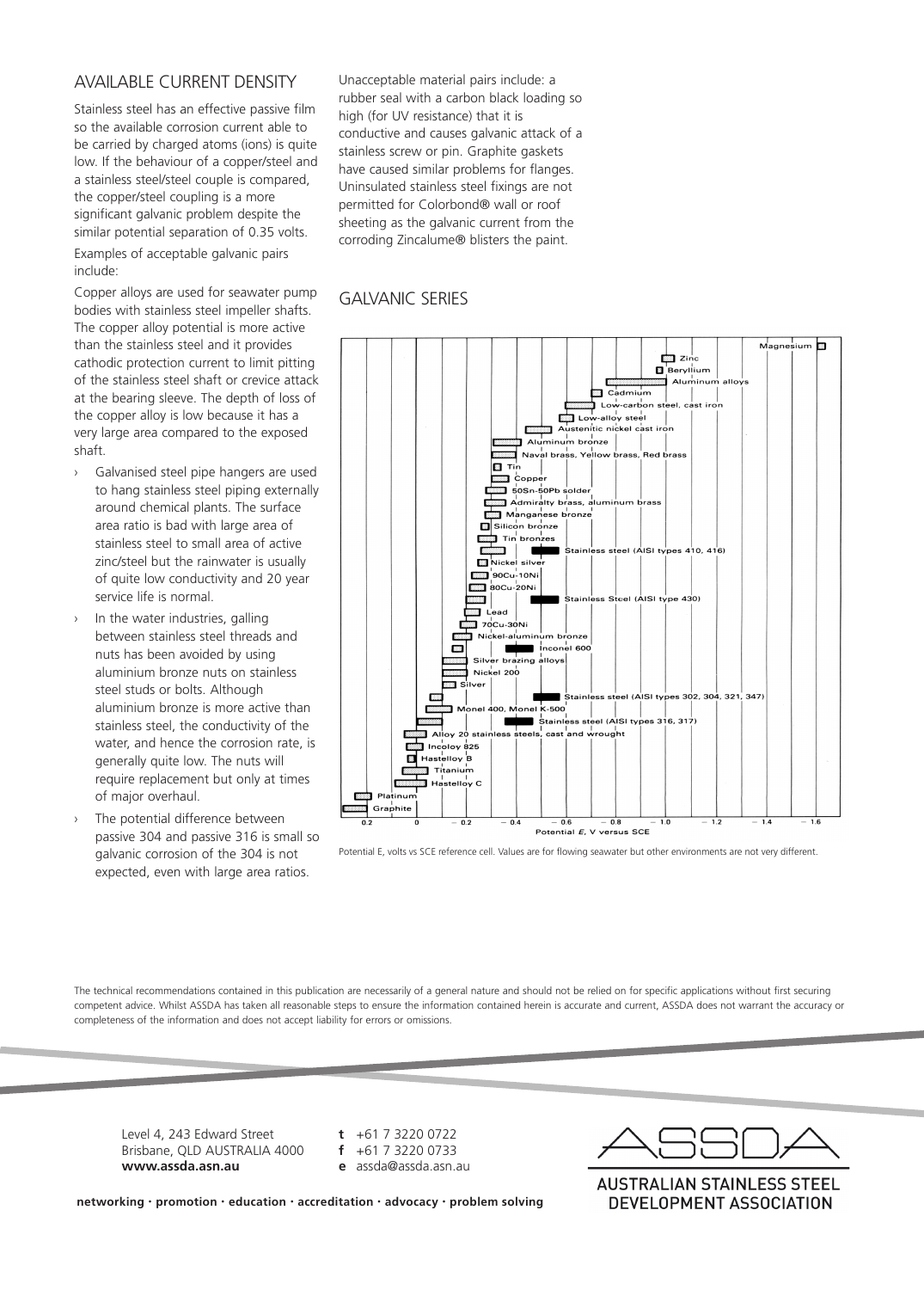## AVAILABLE CURRENT DENSITY

Stainless steel has an effective passive film so the available corrosion current able to be carried by charged atoms (ions) is quite low. If the behaviour of a copper/steel and a stainless steel/steel couple is compared, the copper/steel coupling is a more significant galvanic problem despite the similar potential separation of 0.35 volts.

Examples of acceptable galvanic pairs include:

Copper alloys are used for seawater pump bodies with stainless steel impeller shafts. The copper alloy potential is more active than the stainless steel and it provides cathodic protection current to limit pitting of the stainless steel shaft or crevice attack at the bearing sleeve. The depth of loss of the copper alloy is low because it has a very large area compared to the exposed shaft.

- Galvanised steel pipe hangers are used to hang stainless steel piping externally around chemical plants. The surface area ratio is bad with large area of stainless steel to small area of active zinc/steel but the rainwater is usually of quite low conductivity and 20 year service life is normal.
- In the water industries, galling between stainless steel threads and nuts has been avoided by using aluminium bronze nuts on stainless steel studs or bolts. Although aluminium bronze is more active than stainless steel, the conductivity of the water, and hence the corrosion rate, is generally quite low. The nuts will require replacement but only at times of major overhaul.
- The potential difference between passive 304 and passive 316 is small so galvanic corrosion of the 304 is not expected, even with large area ratios.

Unacceptable material pairs include: a rubber seal with a carbon black loading so high (for UV resistance) that it is conductive and causes galvanic attack of a stainless screw or pin. Graphite gaskets have caused similar problems for flanges. Uninsulated stainless steel fixings are not permitted for Colorbond® wall or roof sheeting as the galvanic current from the corroding Zincalume® blisters the paint.

## GALVANIC SERIES

Magnesium
Zinc
Beryllium
Aluminum alloys
Cadmium
Low-carbon steel, cast iron
Low-alloy steel
Austenitic nickel cast iron
Aluminum bronze
Naval brass, Yellow brass, Red brass
Tin
Copper
50Sn-50Pb solder
Admiralty brass, aluminum brass
Manganese bronze
Silicon bronze
Tin bronzes
Stainless steel (AISI types 410, 416)
Nickel silver
90Cu-10Ni
80Cu-20Ni
Stainless Steel (AISI type 430)
Lead
70Cu-30Ni
Nickel-aluminum bronze
Inconel 600
Silver brazing alloys
Nickel 200
Silver
Stainless steel (AISI types 302, 304, 321, 347)
Monel 400, Monel K-500
Stainless steel (AISI types 316, 317)
Alloy 20 stainless steels, cast and wrought
Incoloy 825
Hastelloy B
Titanium
Hastelloy C
Platinum
Graphite

0.2 0 − 0.2 − 0.4 − 0.6 − 0.8 − 1.0 − 1.2 − 1.4 − 1.6

Potential E, V versus SCE

Potential E, volts vs SCE reference cell. Values are for flowing seawater but other environments are not very different.

The technical recommendations contained in this publication are necessarily of a general nature and should not be relied on for specific applications without first securing competent advice. Whilst ASSDA has taken all reasonable steps to ensure the information contained herein is accurate and current, ASSDA does not warrant the accuracy or completeness of the information and does not accept liability for errors or omissions.

Level 4, 243 Edward Street
Brisbane, QLD AUSTRALIA 4000
**www.assda.asn.au**

**t** +61 7 3220 0722
**f** +61 7 3220 0733
**e** assda@assda.asn.au

ASSDA
AUSTRALIAN STAINLESS STEEL DEVELOPMENT ASSOCIATION

**networking · promotion · education · accreditation · advocacy · problem solving**